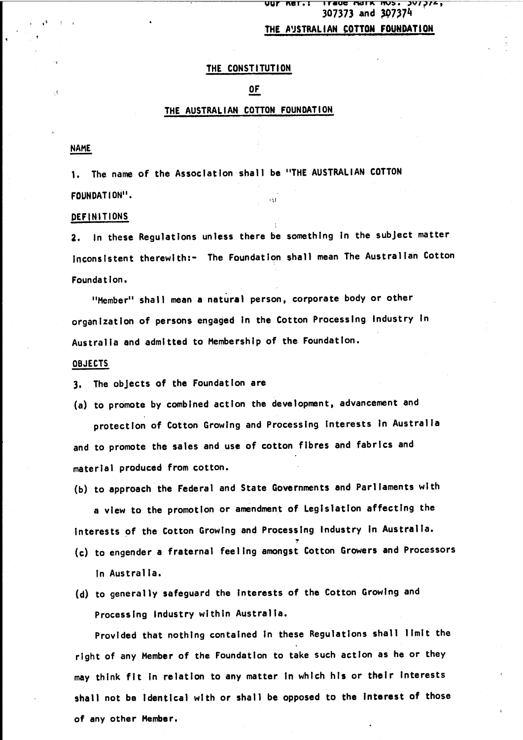Our Ref.: Trade Mark Nos. 307372, 307373 and 307374

THE AUSTRALIAN COTTON FOUNDATION

# THE CONSTITUTION

# OF

# THE AUSTRALIAN COTTON FOUNDATION

## NAME

1. The name of the Association shall be "THE AUSTRALIAN COTTON FOUNDATION".

## DEFINITIONS

2. In these Regulations unless there be something in the subject matter inconsistent therewith:- The Foundation shall mean The Australian Cotton Foundation.

"Member" shall mean a natural person, corporate body or other organization of persons engaged in the Cotton Processing Industry in Australia and admitted to Membership of the Foundation.

## OBJECTS

3. The objects of the Foundation are

(a) to promote by combined action the development, advancement and protection of Cotton Growing and Processing Interests in Australia and to promote the sales and use of cotton fibres and fabrics and material produced from cotton.

(b) to approach the Federal and State Governments and Parliaments with a view to the promotion or amendment of Legislation affecting the interests of the Cotton Growing and Processing Industry in Australia.

(c) to engender a fraternal feeling amongst Cotton Growers and Processors in Australia.

(d) to generally safeguard the interests of the Cotton Growing and Processing Industry within Australia.

Provided that nothing contained in these Regulations shall limit the right of any Member of the Foundation to take such action as he or they may think fit in relation to any matter in which his or their interests shall not be identical with or shall be opposed to the interest of those of any other Member.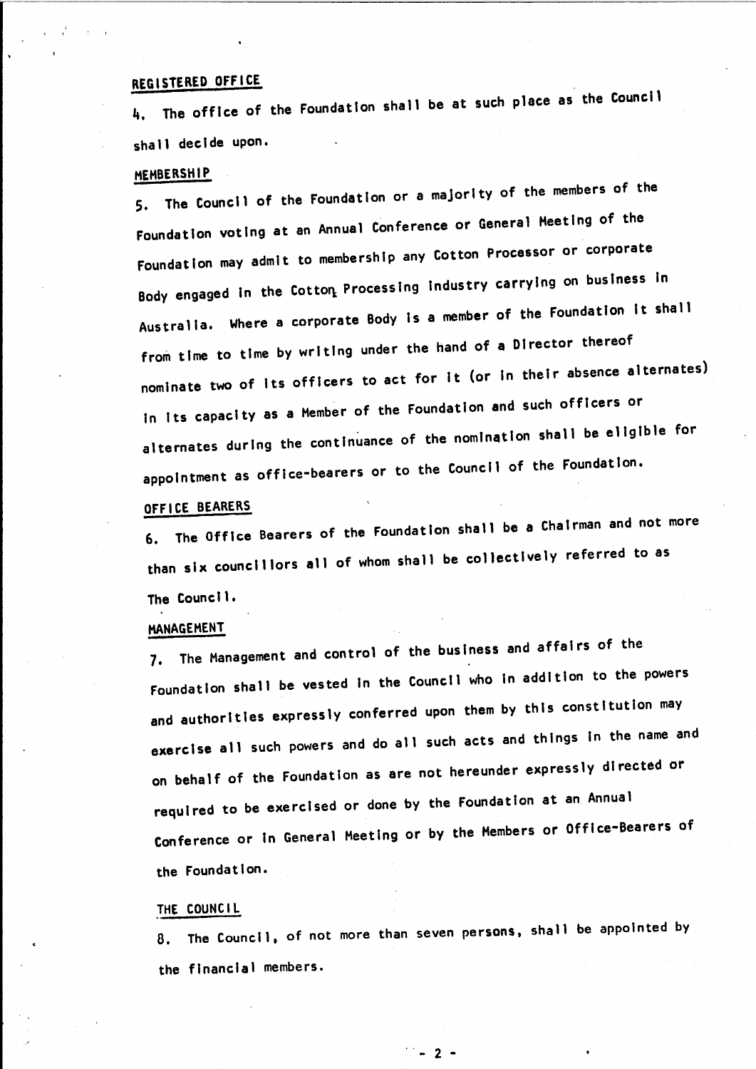## REGISTERED OFFICE

4. The office of the Foundation shall be at such place as the Council shall decide upon.

## MEMBERSHIP

5. The Council of the Foundation or a majority of the members of the Foundation voting at an Annual Conference or General Meeting of the Foundation may admit to membership any Cotton Processor or corporate Body engaged in the Cotton Processing Industry carrying on business in Australia. Where a corporate Body is a member of the Foundation it shall from time to time by writing under the hand of a Director thereof nominate two of its officers to act for it (or in their absence alternates) in its capacity as a Member of the Foundation and such officers or alternates during the continuance of the nomination shall be eligible for appointment as office-bearers or to the Council of the Foundation.

## OFFICE BEARERS

6. The Office Bearers of the Foundation shall be a Chairman and not more than six councillors all of whom shall be collectively referred to as The Council.

## MANAGEMENT

7. The Management and control of the business and affairs of the Foundation shall be vested in the Council who in addition to the powers and authorities expressly conferred upon them by this constitution may exercise all such powers and do all such acts and things in the name and on behalf of the Foundation as are not hereunder expressly directed or required to be exercised or done by the Foundation at an Annual Conference or in General Meeting or by the Members or Office-Bearers of the Foundation.

## THE COUNCIL

8. The Council, of not more than seven persons, shall be appointed by the financial members.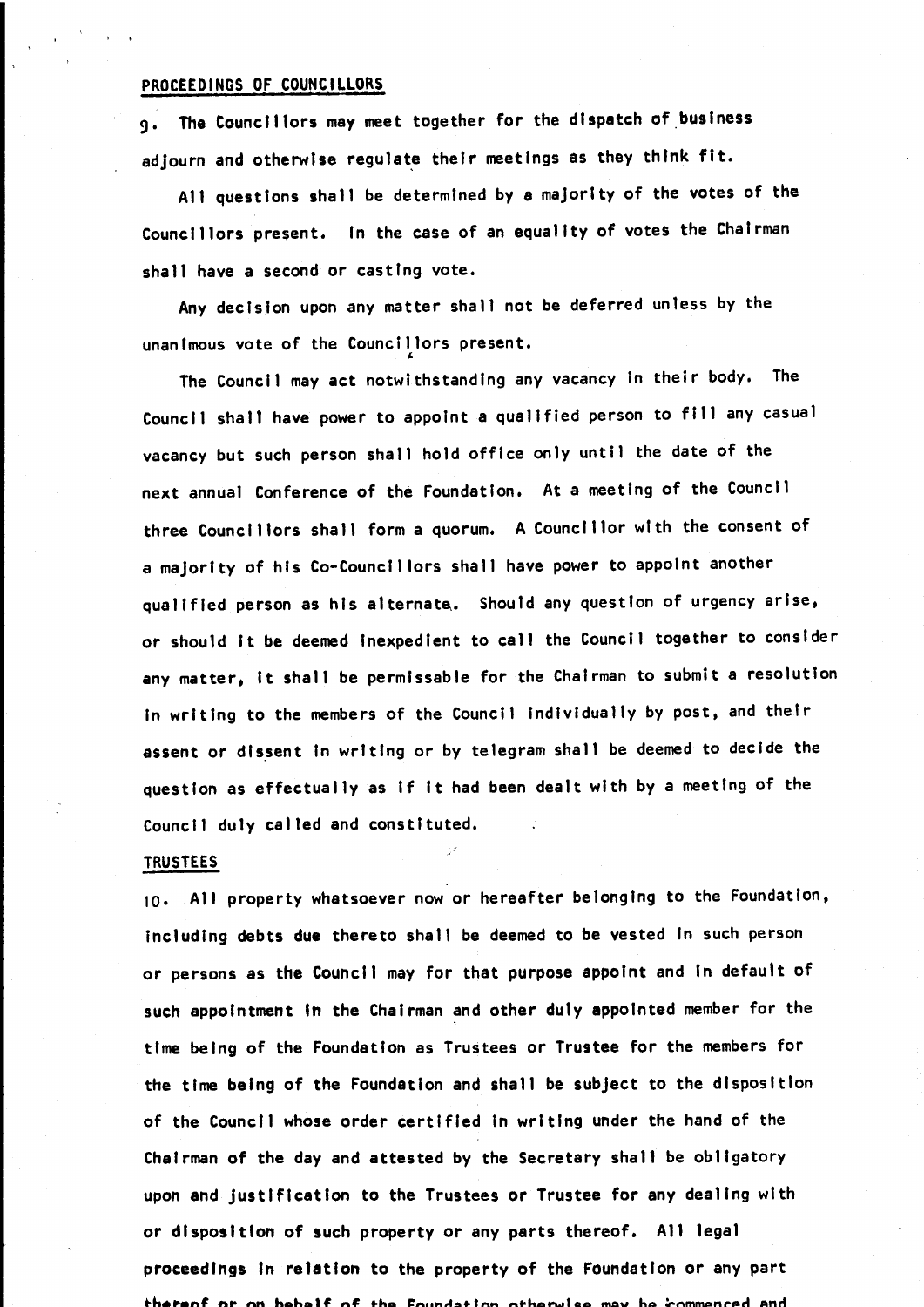## PROCEEDINGS OF COUNCILLORS

9. The Councillors may meet together for the dispatch of business adjourn and otherwise regulate their meetings as they think fit.

All questions shall be determined by a majority of the votes of the Councillors present. In the case of an equality of votes the Chairman shall have a second or casting vote.

Any decision upon any matter shall not be deferred unless by the unanimous vote of the Councillors present.

The Council may act notwithstanding any vacancy in their body. The Council shall have power to appoint a qualified person to fill any casual vacancy but such person shall hold office only until the date of the next annual Conference of the Foundation. At a meeting of the Council three Councillors shall form a quorum. A Councillor with the consent of a majority of his Co-Councillors shall have power to appoint another qualified person as his alternate. Should any question of urgency arise, or should it be deemed inexpedient to call the Council together to consider any matter, it shall be permissable for the Chairman to submit a resolution in writing to the members of the Council individually by post, and their assent or dissent in writing or by telegram shall be deemed to decide the question as effectually as if it had been dealt with by a meeting of the Council duly called and constituted.

## TRUSTEES

10. All property whatsoever now or hereafter belonging to the Foundation, including debts due thereto shall be deemed to be vested in such person or persons as the Council may for that purpose appoint and in default of such appointment in the Chairman and other duly appointed member for the time being of the Foundation as Trustees or Trustee for the members for the time being of the Foundation and shall be subject to the disposition of the Council whose order certified in writing under the hand of the Chairman of the day and attested by the Secretary shall be obligatory upon and justification to the Trustees or Trustee for any dealing with or disposition of such property or any parts thereof. All legal proceedings in relation to the property of the Foundation or any part thereof or on behalf of the Foundation otherwise may be commenced and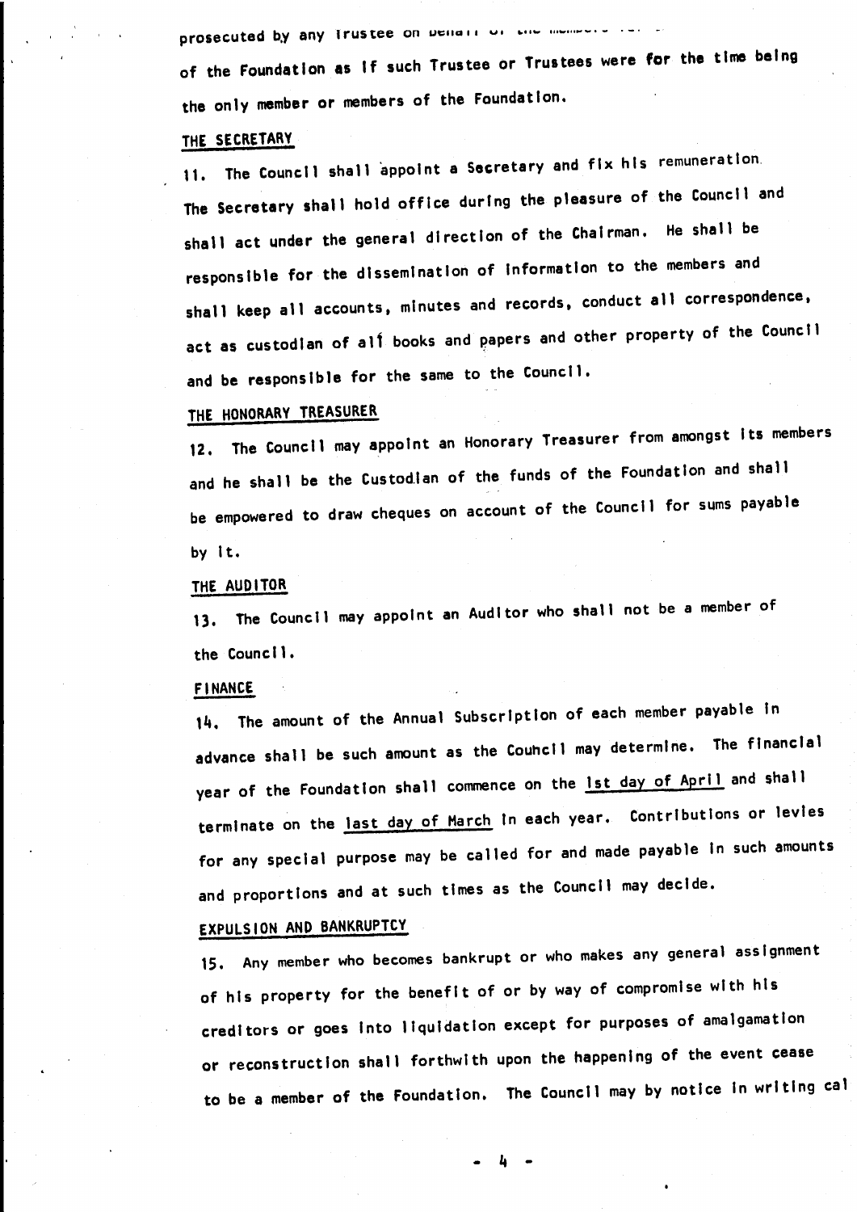prosecuted by any Trustee on behalf of the members for
of the Foundation as if such Trustee or Trustees were for the time being
the only member or members of the Foundation.

THE SECRETARY

11. The Council shall appoint a Secretary and fix his remuneration. The Secretary shall hold office during the pleasure of the Council and shall act under the general direction of the Chairman. He shall be responsible for the dissemination of information to the members and shall keep all accounts, minutes and records, conduct all correspondence, act as custodian of all books and papers and other property of the Council and be responsible for the same to the Council.

THE HONORARY TREASURER

12. The Council may appoint an Honorary Treasurer from amongst its members and he shall be the Custodian of the funds of the Foundation and shall be empowered to draw cheques on account of the Council for sums payable by it.

THE AUDITOR

13. The Council may appoint an Auditor who shall not be a member of the Council.

FINANCE

14. The amount of the Annual Subscription of each member payable in advance shall be such amount as the Council may determine. The financial year of the Foundation shall commence on the 1st day of April and shall terminate on the last day of March in each year. Contributions or levies for any special purpose may be called for and made payable in such amounts and proportions and at such times as the Council may decide.

EXPULSION AND BANKRUPTCY

15. Any member who becomes bankrupt or who makes any general assignment of his property for the benefit of or by way of compromise with his creditors or goes into liquidation except for purposes of amalgamation or reconstruction shall forthwith upon the happening of the event cease to be a member of the Foundation. The Council may by notice in writing cal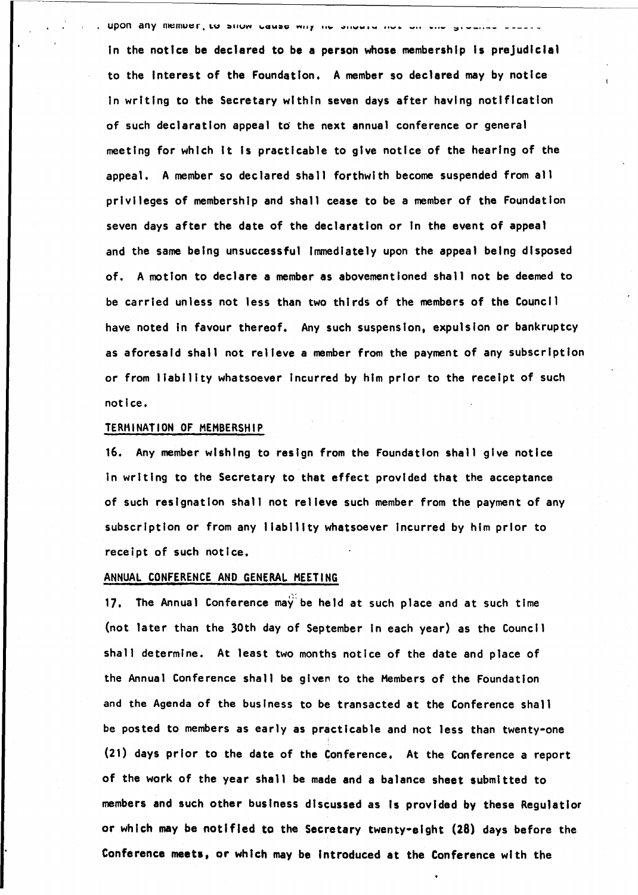upon any member, to show cause why he should not on the grounds stated in the notice be declared to be a person whose membership is prejudicial to the interest of the Foundation. A member so declared may by notice in writing to the Secretary within seven days after having notification of such declaration appeal to the next annual conference or general meeting for which it is practicable to give notice of the hearing of the appeal. A member so declared shall forthwith become suspended from all privileges of membership and shall cease to be a member of the Foundation seven days after the date of the declaration or in the event of appeal and the same being unsuccessful immediately upon the appeal being disposed of. A motion to declare a member as abovementioned shall not be deemed to be carried unless not less than two thirds of the members of the Council have noted in favour thereof. Any such suspension, expulsion or bankruptcy as aforesaid shall not relieve a member from the payment of any subscription or from liability whatsoever incurred by him prior to the receipt of such notice.

## TERMINATION OF MEMBERSHIP

16. Any member wishing to resign from the Foundation shall give notice in writing to the Secretary to that effect provided that the acceptance of such resignation shall not relieve such member from the payment of any subscription or from any liability whatsoever incurred by him prior to receipt of such notice.

## ANNUAL CONFERENCE AND GENERAL MEETING

17. The Annual Conference may be held at such place and at such time (not later than the 30th day of September in each year) as the Council shall determine. At least two months notice of the date and place of the Annual Conference shall be given to the Members of the Foundation and the Agenda of the business to be transacted at the Conference shall be posted to members as early as practicable and not less than twenty-one (21) days prior to the date of the Conference. At the Conference a report of the work of the year shall be made and a balance sheet submitted to members and such other business discussed as is provided by these Regulatior or which may be notified to the Secretary twenty-eight (28) days before the Conference meets, or which may be introduced at the Conference with the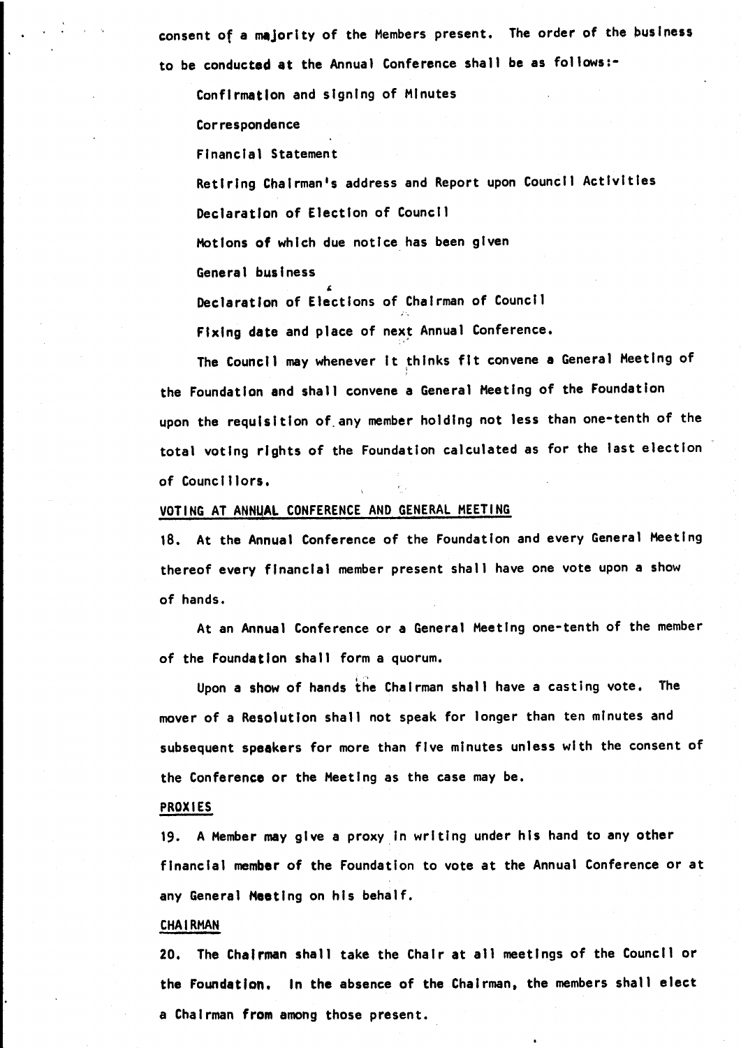consent of a majority of the Members present. The order of the business to be conducted at the Annual Conference shall be as follows:-

Confirmation and signing of Minutes

Correspondence

Financial Statement

Retiring Chairman's address and Report upon Council Activities

Declaration of Election of Council

Motions of which due notice has been given

General business

Declaration of Elections of Chairman of Council

Fixing date and place of next Annual Conference.

The Council may whenever it thinks fit convene a General Meeting of the Foundation and shall convene a General Meeting of the Foundation upon the requisition of any member holding not less than one-tenth of the total voting rights of the Foundation calculated as for the last election of Councillors.

VOTING AT ANNUAL CONFERENCE AND GENERAL MEETING

18. At the Annual Conference of the Foundation and every General Meeting thereof every financial member present shall have one vote upon a show of hands.

At an Annual Conference or a General Meeting one-tenth of the member of the Foundation shall form a quorum.

Upon a show of hands the Chairman shall have a casting vote. The mover of a Resolution shall not speak for longer than ten minutes and subsequent speakers for more than five minutes unless with the consent of the Conference or the Meeting as the case may be.

PROXIES

19. A Member may give a proxy in writing under his hand to any other financial member of the Foundation to vote at the Annual Conference or at any General Meeting on his behalf.

CHAIRMAN

20. The Chairman shall take the Chair at all meetings of the Council or the Foundation. In the absence of the Chairman, the members shall elect a Chairman from among those present.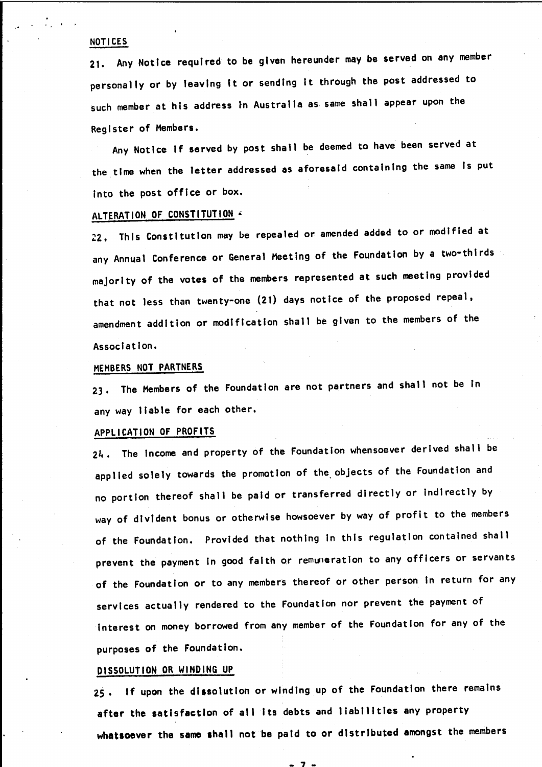NOTICES

21. Any Notice required to be given hereunder may be served on any member personally or by leaving it or sending it through the post addressed to such member at his address in Australia as same shall appear upon the Register of Members.

Any Notice if served by post shall be deemed to have been served at the time when the letter addressed as aforesaid containing the same is put into the post office or box.

ALTERATION OF CONSTITUTION

22. This Constitution may be repealed or amended added to or modified at any Annual Conference or General Meeting of the Foundation by a two-thirds majority of the votes of the members represented at such meeting provided that not less than twenty-one (21) days notice of the proposed repeal, amendment addition or modification shall be given to the members of the Association.

MEMBERS NOT PARTNERS

23. The Members of the Foundation are not partners and shall not be in any way liable for each other.

APPLICATION OF PROFITS

24. The income and property of the Foundation whensoever derived shall be applied solely towards the promotion of the objects of the Foundation and no portion thereof shall be paid or transferred directly or indirectly by way of divident bonus or otherwise howsoever by way of profit to the members of the Foundation. Provided that nothing in this regulation contained shall prevent the payment in good faith or remuneration to any officers or servants of the Foundation or to any members thereof or other person in return for any services actually rendered to the Foundation nor prevent the payment of interest on money borrowed from any member of the Foundation for any of the purposes of the Foundation.

DISSOLUTION OR WINDING UP

25. If upon the dissolution or winding up of the Foundation there remains after the satisfaction of all its debts and liabilities any property whatsoever the same shall not be paid to or distributed amongst the members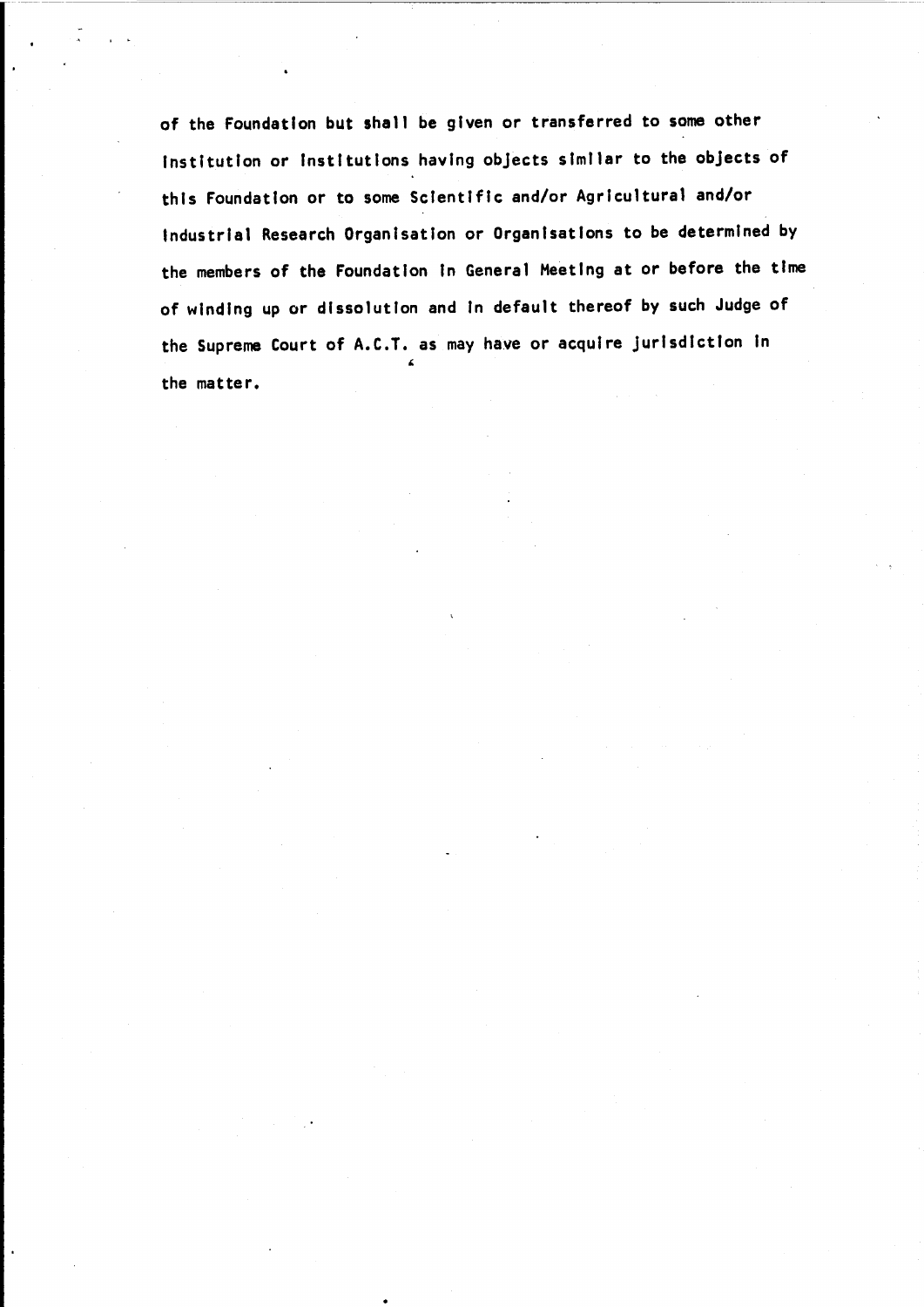of the Foundation but shall be given or transferred to some other Institution or Institutions having objects similar to the objects of this Foundation or to some Scientific and/or Agricultural and/or Industrial Research Organisation or Organisations to be determined by the members of the Foundation in General Meeting at or before the time of winding up or dissolution and in default thereof by such Judge of the Supreme Court of A.C.T. as may have or acquire jurisdiction in the matter.